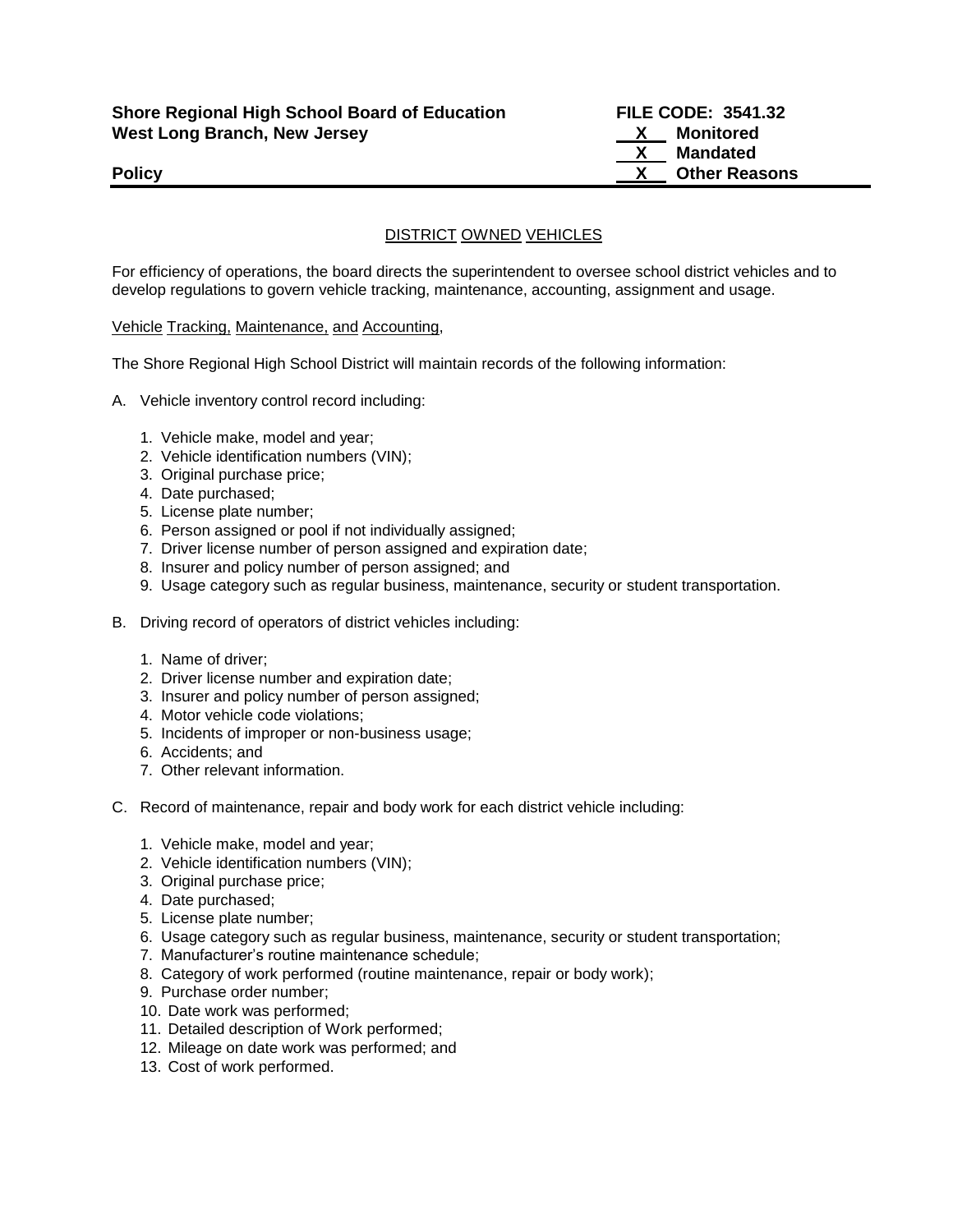**Shore Regional High School Board of Education**
**West Long Branch, New Jersey**

**FILE CODE: 3541.32**
**X Monitored**
**X Mandated**
**X Other Reasons**

**Policy**

## DISTRICT OWNED VEHICLES

For efficiency of operations, the board directs the superintendent to oversee school district vehicles and to develop regulations to govern vehicle tracking, maintenance, accounting, assignment and usage.

Vehicle Tracking, Maintenance, and Accounting,

The Shore Regional High School District will maintain records of the following information:

A. Vehicle inventory control record including:

   1. Vehicle make, model and year;
   2. Vehicle identification numbers (VIN);
   3. Original purchase price;
   4. Date purchased;
   5. License plate number;
   6. Person assigned or pool if not individually assigned;
   7. Driver license number of person assigned and expiration date;
   8. Insurer and policy number of person assigned; and
   9. Usage category such as regular business, maintenance, security or student transportation.

B. Driving record of operators of district vehicles including:

   1. Name of driver;
   2. Driver license number and expiration date;
   3. Insurer and policy number of person assigned;
   4. Motor vehicle code violations;
   5. Incidents of improper or non-business usage;
   6. Accidents; and
   7. Other relevant information.

C. Record of maintenance, repair and body work for each district vehicle including:

   1. Vehicle make, model and year;
   2. Vehicle identification numbers (VIN);
   3. Original purchase price;
   4. Date purchased;
   5. License plate number;
   6. Usage category such as regular business, maintenance, security or student transportation;
   7. Manufacturer's routine maintenance schedule;
   8. Category of work performed (routine maintenance, repair or body work);
   9. Purchase order number;
   10. Date work was performed;
   11. Detailed description of Work performed;
   12. Mileage on date work was performed; and
   13. Cost of work performed.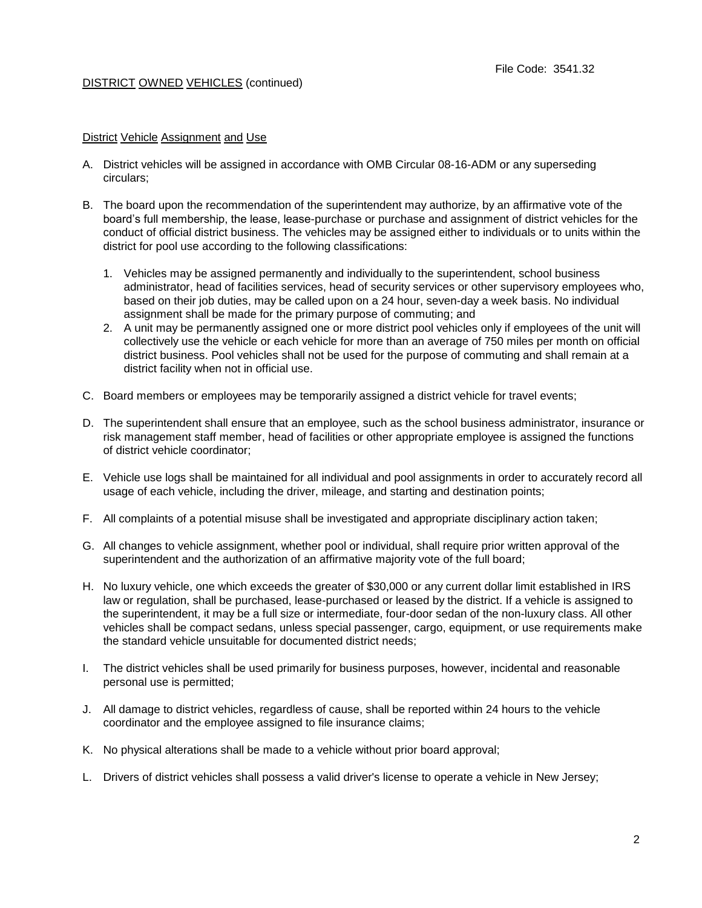DISTRICT OWNED VEHICLES (continued)

District Vehicle Assignment and Use

A. District vehicles will be assigned in accordance with OMB Circular 08-16-ADM or any superseding circulars;

B. The board upon the recommendation of the superintendent may authorize, by an affirmative vote of the board's full membership, the lease, lease-purchase or purchase and assignment of district vehicles for the conduct of official district business. The vehicles may be assigned either to individuals or to units within the district for pool use according to the following classifications:

   1. Vehicles may be assigned permanently and individually to the superintendent, school business administrator, head of facilities services, head of security services or other supervisory employees who, based on their job duties, may be called upon on a 24 hour, seven-day a week basis. No individual assignment shall be made for the primary purpose of commuting; and
   2. A unit may be permanently assigned one or more district pool vehicles only if employees of the unit will collectively use the vehicle or each vehicle for more than an average of 750 miles per month on official district business. Pool vehicles shall not be used for the purpose of commuting and shall remain at a district facility when not in official use.

C. Board members or employees may be temporarily assigned a district vehicle for travel events;

D. The superintendent shall ensure that an employee, such as the school business administrator, insurance or risk management staff member, head of facilities or other appropriate employee is assigned the functions of district vehicle coordinator;

E. Vehicle use logs shall be maintained for all individual and pool assignments in order to accurately record all usage of each vehicle, including the driver, mileage, and starting and destination points;

F. All complaints of a potential misuse shall be investigated and appropriate disciplinary action taken;

G. All changes to vehicle assignment, whether pool or individual, shall require prior written approval of the superintendent and the authorization of an affirmative majority vote of the full board;

H. No luxury vehicle, one which exceeds the greater of $30,000 or any current dollar limit established in IRS law or regulation, shall be purchased, lease-purchased or leased by the district. If a vehicle is assigned to the superintendent, it may be a full size or intermediate, four-door sedan of the non-luxury class. All other vehicles shall be compact sedans, unless special passenger, cargo, equipment, or use requirements make the standard vehicle unsuitable for documented district needs;

I. The district vehicles shall be used primarily for business purposes, however, incidental and reasonable personal use is permitted;

J. All damage to district vehicles, regardless of cause, shall be reported within 24 hours to the vehicle coordinator and the employee assigned to file insurance claims;

K. No physical alterations shall be made to a vehicle without prior board approval;

L. Drivers of district vehicles shall possess a valid driver's license to operate a vehicle in New Jersey;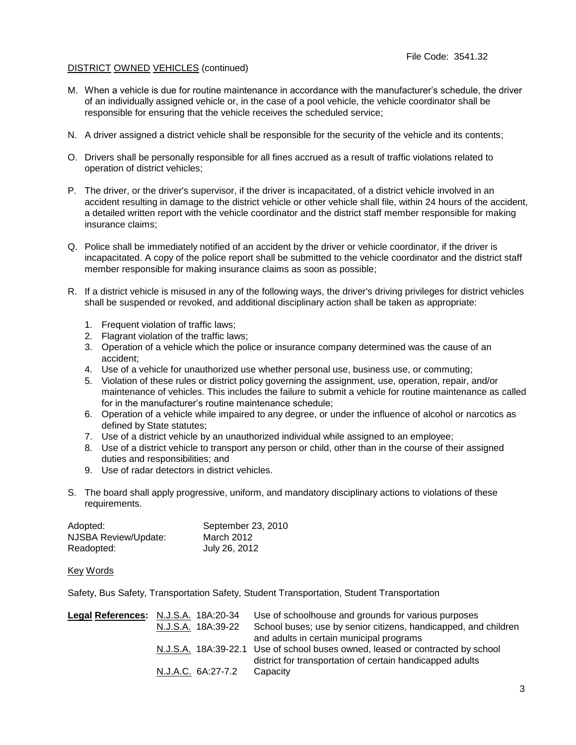File Code: 3541.32

DISTRICT OWNED VEHICLES (continued)

M. When a vehicle is due for routine maintenance in accordance with the manufacturer's schedule, the driver of an individually assigned vehicle or, in the case of a pool vehicle, the vehicle coordinator shall be responsible for ensuring that the vehicle receives the scheduled service;

N. A driver assigned a district vehicle shall be responsible for the security of the vehicle and its contents;

O. Drivers shall be personally responsible for all fines accrued as a result of traffic violations related to operation of district vehicles;

P. The driver, or the driver's supervisor, if the driver is incapacitated, of a district vehicle involved in an accident resulting in damage to the district vehicle or other vehicle shall file, within 24 hours of the accident, a detailed written report with the vehicle coordinator and the district staff member responsible for making insurance claims;

Q. Police shall be immediately notified of an accident by the driver or vehicle coordinator, if the driver is incapacitated. A copy of the police report shall be submitted to the vehicle coordinator and the district staff member responsible for making insurance claims as soon as possible;

R. If a district vehicle is misused in any of the following ways, the driver's driving privileges for district vehicles shall be suspended or revoked, and additional disciplinary action shall be taken as appropriate:

   1. Frequent violation of traffic laws;
   2. Flagrant violation of the traffic laws;
   3. Operation of a vehicle which the police or insurance company determined was the cause of an accident;
   4. Use of a vehicle for unauthorized use whether personal use, business use, or commuting;
   5. Violation of these rules or district policy governing the assignment, use, operation, repair, and/or maintenance of vehicles. This includes the failure to submit a vehicle for routine maintenance as called for in the manufacturer's routine maintenance schedule;
   6. Operation of a vehicle while impaired to any degree, or under the influence of alcohol or narcotics as defined by State statutes;
   7. Use of a district vehicle by an unauthorized individual while assigned to an employee;
   8. Use of a district vehicle to transport any person or child, other than in the course of their assigned duties and responsibilities; and
   9. Use of radar detectors in district vehicles.

S. The board shall apply progressive, uniform, and mandatory disciplinary actions to violations of these requirements.

| | |
|---|---|
| Adopted: | September 23, 2010 |
| NJSBA Review/Update: | March 2012 |
| Readopted: | July 26, 2012 |

Key Words

Safety, Bus Safety, Transportation Safety, Student Transportation, Student Transportation

| **Legal References:** | | |
|---|---|---|
| | N.J.S.A. 18A:20-34 | Use of schoolhouse and grounds for various purposes |
| | N.J.S.A. 18A:39-22 | School buses; use by senior citizens, handicapped, and children and adults in certain municipal programs |
| | N.J.S.A. 18A:39-22.1 | Use of school buses owned, leased or contracted by school district for transportation of certain handicapped adults |
| | N.J.A.C. 6A:27-7.2 | Capacity |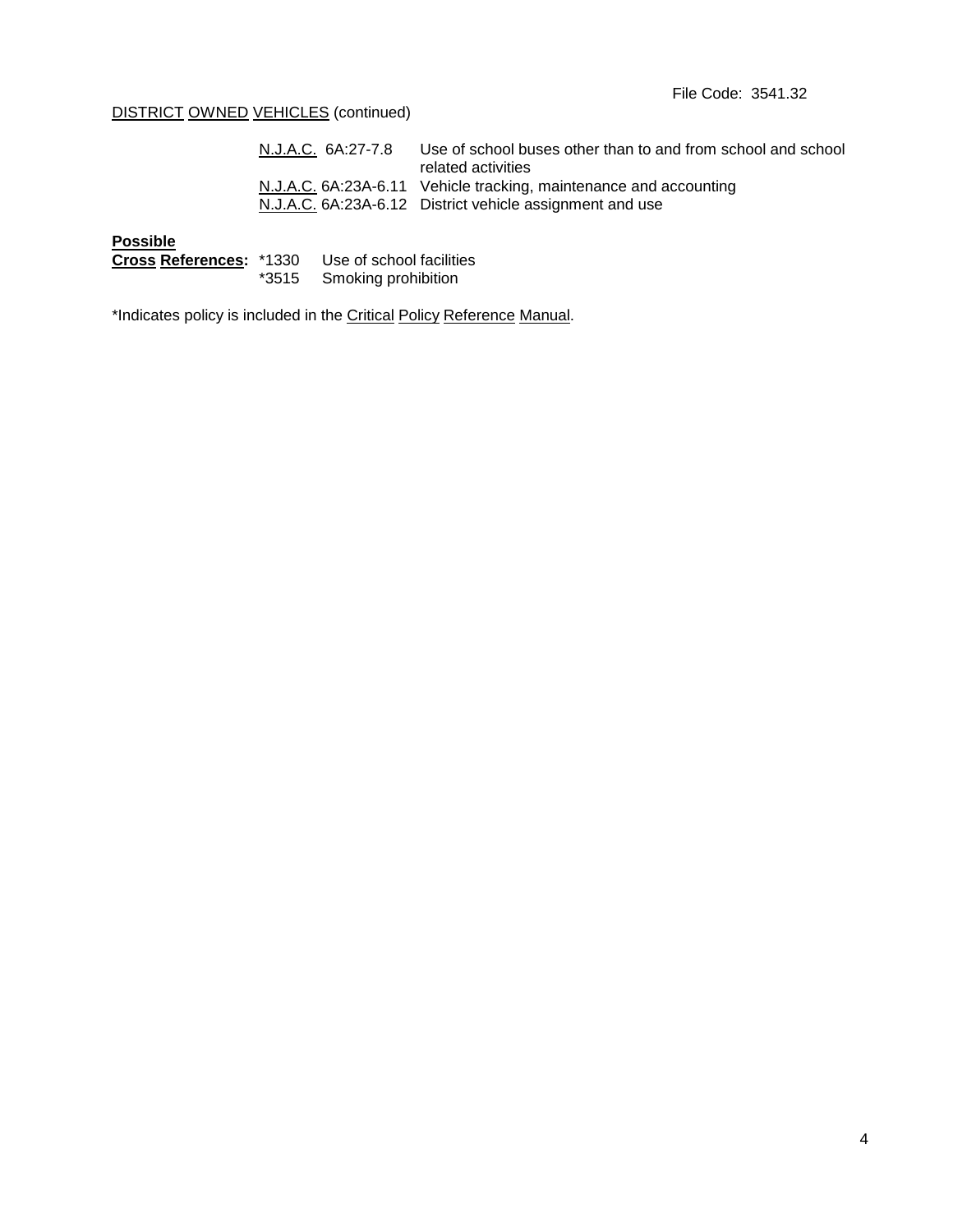DISTRICT OWNED VEHICLES (continued)

| | |
|---|---|
| N.J.A.C. 6A:27-7.8 | Use of school buses other than to and from school and school related activities |
| N.J.A.C. 6A:23A-6.11 | Vehicle tracking, maintenance and accounting |
| N.J.A.C. 6A:23A-6.12 | District vehicle assignment and use |

**Possible Cross References:**

| | |
|---|---|
| *1330 | Use of school facilities |
| *3515 | Smoking prohibition |

*Indicates policy is included in the Critical Policy Reference Manual.